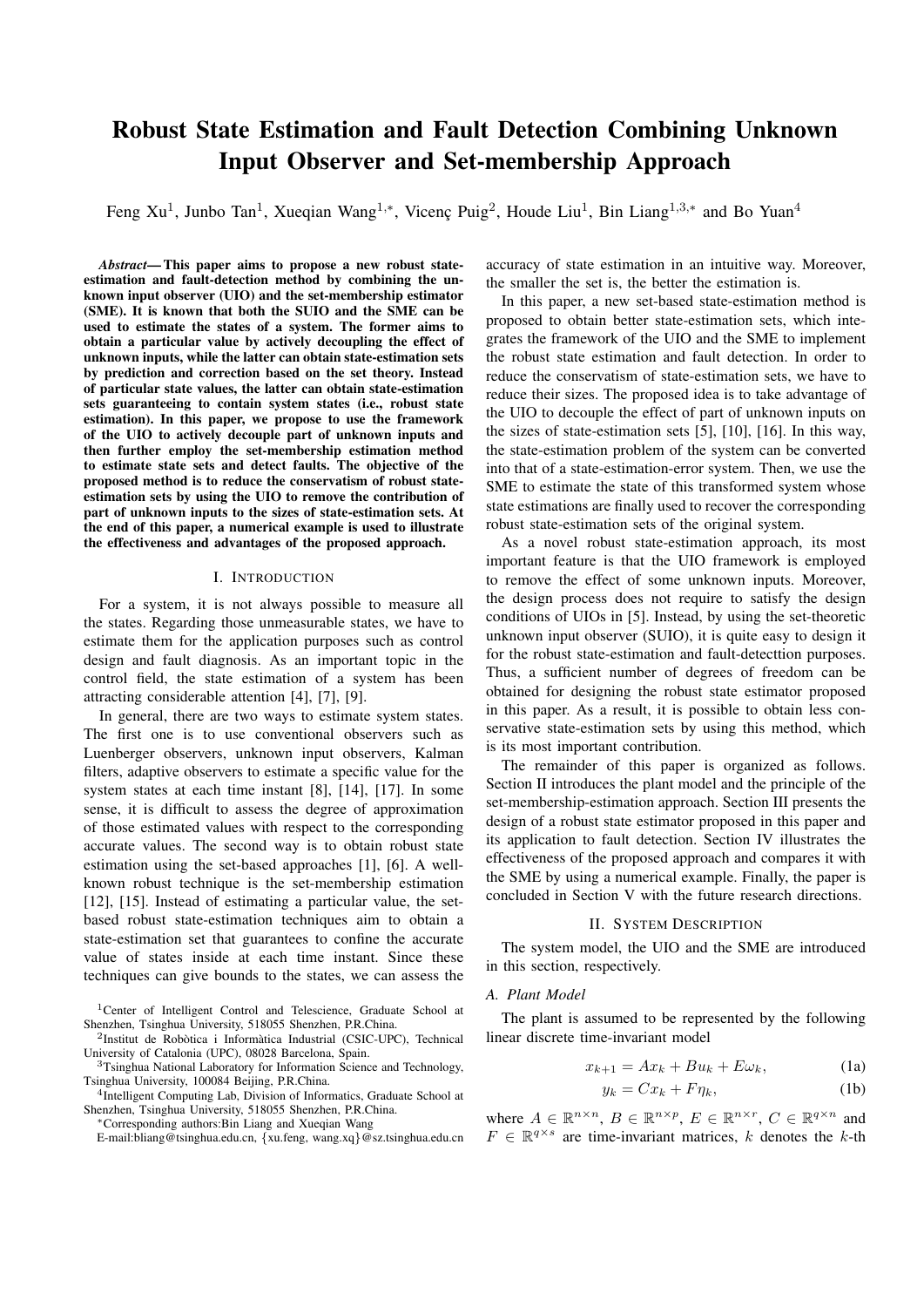# Robust State Estimation and Fault Detection Combining Unknown Input Observer and Set-membership Approach

Feng Xu[1], Junbo Tan[1], Xueqian Wang[1,*], Vicenç Puig[2], Houde Liu[1], Bin Liang[1,3,*] and Bo Yuan[4]

***Abstract*— This paper aims to propose a new robust state-estimation and fault-detection method by combining the unknown input observer (UIO) and the set-membership estimator (SME). It is known that both the SUIO and the SME can be used to estimate the states of a system. The former aims to obtain a particular value by actively decoupling the effect of unknown inputs, while the latter can obtain state-estimation sets by prediction and correction based on the set theory. Instead of particular state values, the latter can obtain state-estimation sets guaranteeing to contain system states (i.e., robust state estimation). In this paper, we propose to use the framework of the UIO to actively decouple part of unknown inputs and then further employ the set-membership estimation method to estimate state sets and detect faults. The objective of the proposed method is to reduce the conservatism of robust state-estimation sets by using the UIO to remove the contribution of part of unknown inputs to the sizes of state-estimation sets. At the end of this paper, a numerical example is used to illustrate the effectiveness and advantages of the proposed approach.**

## I. Introduction

For a system, it is not always possible to measure all the states. Regarding those unmeasurable states, we have to estimate them for the application purposes such as control design and fault diagnosis. As an important topic in the control field, the state estimation of a system has been attracting considerable attention [4], [7], [9].

In general, there are two ways to estimate system states. The first one is to use conventional observers such as Luenberger observers, unknown input observers, Kalman filters, adaptive observers to estimate a specific value for the system states at each time instant [8], [14], [17]. In some sense, it is difficult to assess the degree of approximation of those estimated values with respect to the corresponding accurate values. The second way is to obtain robust state estimation using the set-based approaches [1], [6]. A well-known robust technique is the set-membership estimation [12], [15]. Instead of estimating a particular value, the set-based robust state-estimation techniques aim to obtain a state-estimation set that guarantees to confine the accurate value of states inside at each time instant. Since these techniques can give bounds to the states, we can assess the accuracy of state estimation in an intuitive way. Moreover, the smaller the set is, the better the estimation is.

In this paper, a new set-based state-estimation method is proposed to obtain better state-estimation sets, which integrates the framework of the UIO and the SME to implement the robust state estimation and fault detection. In order to reduce the conservatism of state-estimation sets, we have to reduce their sizes. The proposed idea is to take advantage of the UIO to decouple the effect of part of unknown inputs on the sizes of state-estimation sets [5], [10], [16]. In this way, the state-estimation problem of the system can be converted into that of a state-estimation-error system. Then, we use the SME to estimate the state of this transformed system whose state estimations are finally used to recover the corresponding robust state-estimation sets of the original system.

As a novel robust state-estimation approach, its most important feature is that the UIO framework is employed to remove the effect of some unknown inputs. Moreover, the design process does not require to satisfy the design conditions of UIOs in [5]. Instead, by using the set-theoretic unknown input observer (SUIO), it is quite easy to design it for the robust state-estimation and fault-detecttion purposes. Thus, a sufficient number of degrees of freedom can be obtained for designing the robust state estimator proposed in this paper. As a result, it is possible to obtain less conservative state-estimation sets by using this method, which is its most important contribution.

The remainder of this paper is organized as follows. Section II introduces the plant model and the principle of the set-membership-estimation approach. Section III presents the design of a robust state estimator proposed in this paper and its application to fault detection. Section IV illustrates the effectiveness of the proposed approach and compares it with the SME by using a numerical example. Finally, the paper is concluded in Section V with the future research directions.

## II. System Description

The system model, the UIO and the SME are introduced in this section, respectively.

### A. Plant Model

The plant is assumed to be represented by the following linear discrete time-invariant model

$$x_{k+1} = Ax_k + Bu_k + E\omega_k, \tag{1a}$$

$$y_k = Cx_k + F\eta_k, \tag{1b}$$

where $A \in \mathbb{R}^{n\times n}$, $B \in \mathbb{R}^{n\times p}$, $E \in \mathbb{R}^{n\times r}$, $C \in \mathbb{R}^{q\times n}$ and $F \in \mathbb{R}^{q\times s}$ are time-invariant matrices, $k$ denotes the $k$-th

[1]Center of Intelligent Control and Telescience, Graduate School at Shenzhen, Tsinghua University, 518055 Shenzhen, P.R.China.

[2]Institut de Robòtica i Informàtica Industrial (CSIC-UPC), Technical University of Catalonia (UPC), 08028 Barcelona, Spain.

[3]Tsinghua National Laboratory for Information Science and Technology, Tsinghua University, 100084 Beijing, P.R.China.

[4]Intelligent Computing Lab, Division of Informatics, Graduate School at Shenzhen, Tsinghua University, 518055 Shenzhen, P.R.China.

*Corresponding authors:Bin Liang and Xueqian Wang

E-mail:bliang@tsinghua.edu.cn, {xu.feng, wang.xq}@sz.tsinghua.edu.cn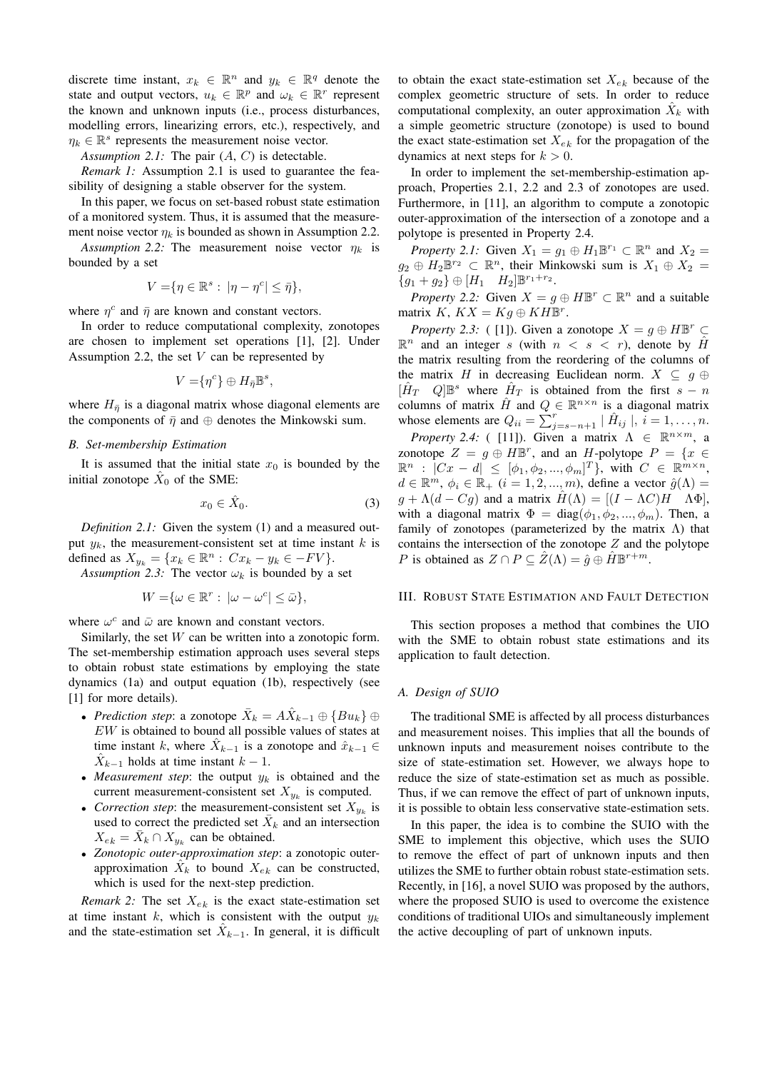discrete time instant, $x_k \in \mathbb{R}^n$ and $y_k \in \mathbb{R}^q$ denote the state and output vectors, $u_k \in \mathbb{R}^p$ and $\omega_k \in \mathbb{R}^r$ represent the known and unknown inputs (i.e., process disturbances, modelling errors, linearizing errors, etc.), respectively, and $\eta_k \in \mathbb{R}^s$ represents the measurement noise vector.

*Assumption 2.1:* The pair $(A, C)$ is detectable.

*Remark 1:* Assumption 2.1 is used to guarantee the feasibility of designing a stable observer for the system.

In this paper, we focus on set-based robust state estimation of a monitored system. Thus, it is assumed that the measurement noise vector $\eta_k$ is bounded as shown in Assumption 2.2.

*Assumption 2.2:* The measurement noise vector $\eta_k$ is bounded by a set

$$V = \{\eta \in \mathbb{R}^s : |\eta - \eta^c| \leq \bar{\eta}\},$$

where $\eta^c$ and $\bar{\eta}$ are known and constant vectors.

In order to reduce computational complexity, zonotopes are chosen to implement set operations [1], [2]. Under Assumption 2.2, the set $V$ can be represented by

$$V = \{\eta^c\} \oplus H_{\bar{\eta}} \mathbb{B}^s,$$

where $H_{\bar{\eta}}$ is a diagonal matrix whose diagonal elements are the components of $\bar{\eta}$ and $\oplus$ denotes the Minkowski sum.

### B. Set-membership Estimation

It is assumed that the initial state $x_0$ is bounded by the initial zonotope $\hat{X}_0$ of the SME:

$$x_0 \in \hat{X}_0. \tag{3}$$

*Definition 2.1:* Given the system (1) and a measured output $y_k$, the measurement-consistent set at time instant $k$ is defined as $X_{y_k} = \{x_k \in \mathbb{R}^n : Cx_k - y_k \in -FV\}$.

*Assumption 2.3:* The vector $\omega_k$ is bounded by a set

$$W = \{\omega \in \mathbb{R}^r : |\omega - \omega^c| \leq \bar{\omega}\},$$

where $\omega^c$ and $\bar{\omega}$ are known and constant vectors.

Similarly, the set $W$ can be written into a zonotopic form. The set-membership estimation approach uses several steps to obtain robust state estimations by employing the state dynamics (1a) and output equation (1b), respectively (see [1] for more details).

- *Prediction step*: a zonotope $\bar{X}_k = A\hat{X}_{k-1} \oplus \{Bu_k\} \oplus EW$ is obtained to bound all possible values of states at time instant $k$, where $\hat{X}_{k-1}$ is a zonotope and $\hat{x}_{k-1} \in \hat{X}_{k-1}$ holds at time instant $k-1$.
- *Measurement step*: the output $y_k$ is obtained and the current measurement-consistent set $X_{y_k}$ is computed.
- *Correction step*: the measurement-consistent set $X_{y_k}$ is used to correct the predicted set $\bar{X}_k$ and an intersection $X_{ek} = \bar{X}_k \cap X_{y_k}$ can be obtained.
- *Zonotopic outer-approximation step*: a zonotopic outer-approximation $\hat{X}_k$ to bound $X_{ek}$ can be constructed, which is used for the next-step prediction.

*Remark 2:* The set $X_{ek}$ is the exact state-estimation set at time instant $k$, which is consistent with the output $y_k$ and the state-estimation set $\hat{X}_{k-1}$. In general, it is difficult to obtain the exact state-estimation set $X_{ek}$ because of the complex geometric structure of sets. In order to reduce computational complexity, an outer approximation $\hat{X}_k$ with a simple geometric structure (zonotope) is used to bound the exact state-estimation set $X_{ek}$ for the propagation of the dynamics at next steps for $k > 0$.

In order to implement the set-membership-estimation approach, Properties 2.1, 2.2 and 2.3 of zonotopes are used. Furthermore, in [11], an algorithm to compute a zonotopic outer-approximation of the intersection of a zonotope and a polytope is presented in Property 2.4.

*Property 2.1:* Given $X_1 = g_1 \oplus H_1\mathbb{B}^{r_1} \subset \mathbb{R}^n$ and $X_2 = g_2 \oplus H_2\mathbb{B}^{r_2} \subset \mathbb{R}^n$, their Minkowski sum is $X_1 \oplus X_2 = \{g_1 + g_2\} \oplus [H_1 \quad H_2]\mathbb{B}^{r_1+r_2}$.

*Property 2.2:* Given $X = g \oplus H\mathbb{B}^r \subset \mathbb{R}^n$ and a suitable matrix $K$, $KX = Kg \oplus KH\mathbb{B}^r$.

*Property 2.3:* ( [1]). Given a zonotope $X = g \oplus H\mathbb{B}^r \subset \mathbb{R}^n$ and an integer $s$ (with $n < s < r$), denote by $\hat{H}$ the matrix resulting from the reordering of the columns of the matrix $H$ in decreasing Euclidean norm. $X \subseteq g \oplus [\hat{H}_T \quad Q]\mathbb{B}^s$ where $\hat{H}_T$ is obtained from the first $s - n$ columns of matrix $\hat{H}$ and $Q \in \mathbb{R}^{n \times n}$ is a diagonal matrix whose elements are $Q_{ii} = \sum_{j=s-n+1}^{r} |\hat{H}_{ij}|$, $i = 1, \ldots, n$.

*Property 2.4:* ( [11]). Given a matrix $\Lambda \in \mathbb{R}^{n \times m}$, a zonotope $Z = g \oplus H\mathbb{B}^r$, and an $H$-polytope $P = \{x \in \mathbb{R}^n : |Cx - d| \leq [\phi_1, \phi_2, ..., \phi_m]^T\}$, with $C \in \mathbb{R}^{m \times n}$, $d \in \mathbb{R}^m$, $\phi_i \in \mathbb{R}_+$ $(i = 1, 2, ..., m)$, define a vector $\hat{g}(\Lambda) = g + \Lambda(d - Cg)$ and a matrix $\hat{H}(\Lambda) = [(I - \Lambda C)H \quad \Lambda\Phi]$, with a diagonal matrix $\Phi = \text{diag}(\phi_1, \phi_2, ..., \phi_m)$. Then, a family of zonotopes (parameterized by the matrix $\Lambda$) that contains the intersection of the zonotope $Z$ and the polytope $P$ is obtained as $Z \cap P \subseteq \hat{Z}(\Lambda) = \hat{g} \oplus \hat{H}\mathbb{B}^{r+m}$.

## III. Robust State Estimation and Fault Detection

This section proposes a method that combines the UIO with the SME to obtain robust state estimations and its application to fault detection.

### A. Design of SUIO

The traditional SME is affected by all process disturbances and measurement noises. This implies that all the bounds of unknown inputs and measurement noises contribute to the size of state-estimation set. However, we always hope to reduce the size of state-estimation set as much as possible. Thus, if we can remove the effect of part of unknown inputs, it is possible to obtain less conservative state-estimation sets.

In this paper, the idea is to combine the SUIO with the SME to implement this objective, which uses the SUIO to remove the effect of part of unknown inputs and then utilizes the SME to further obtain robust state-estimation sets. Recently, in [16], a novel SUIO was proposed by the authors, where the proposed SUIO is used to overcome the existence conditions of traditional UIOs and simultaneously implement the active decoupling of part of unknown inputs.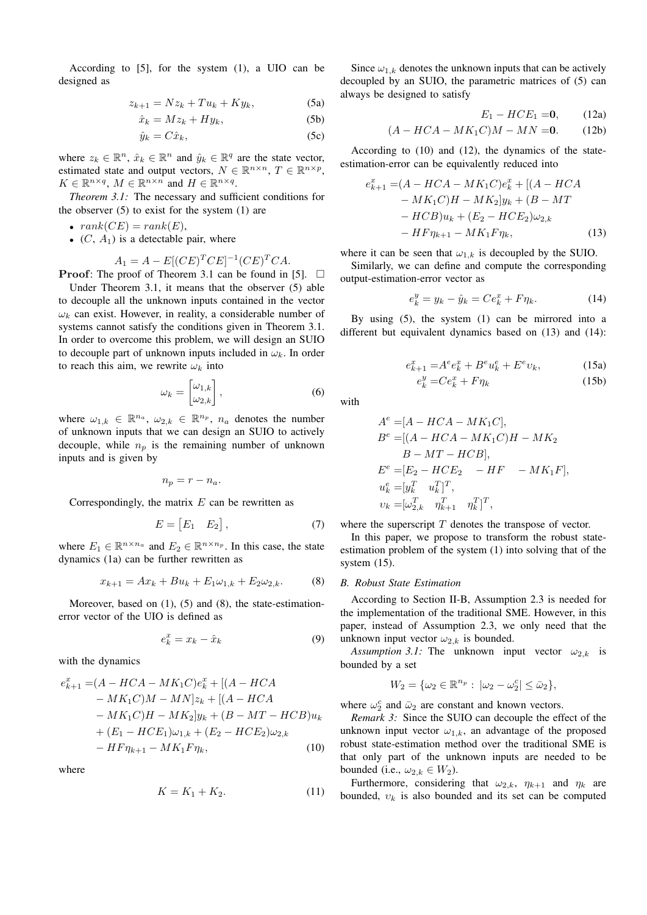According to [5], for the system (1), a UIO can be designed as

$$z_{k+1} = Nz_k + Tu_k + Ky_k, \tag{5a}$$

$$\hat{x}_k = Mz_k + Hy_k, \tag{5b}$$

$$\hat{y}_k = C\hat{x}_k, \tag{5c}$$

where $z_k \in \mathbb{R}^n$, $\hat{x}_k \in \mathbb{R}^n$ and $\hat{y}_k \in \mathbb{R}^q$ are the state vector, estimated state and output vectors, $N \in \mathbb{R}^{n\times n}$, $T \in \mathbb{R}^{n\times p}$, $K \in \mathbb{R}^{n\times q}$, $M \in \mathbb{R}^{n\times n}$ and $H \in \mathbb{R}^{n\times q}$.

*Theorem 3.1:* The necessary and sufficient conditions for the observer (5) to exist for the system (1) are

- $rank(CE) = rank(E)$,
- $(C,\ A_1)$ is a detectable pair, where

$$A_1 = A - E[(CE)^T CE]^{-1}(CE)^T CA.$$

**Proof**: The proof of Theorem 3.1 can be found in [5]. □

Under Theorem 3.1, it means that the observer (5) able to decouple all the unknown inputs contained in the vector $\omega_k$ can exist. However, in reality, a considerable number of systems cannot satisfy the conditions given in Theorem 3.1. In order to overcome this problem, we will design an SUIO to decouple part of unknown inputs included in $\omega_k$. In order to reach this aim, we rewrite $\omega_k$ into

$$\omega_k = \begin{bmatrix} \omega_{1,k} \\ \omega_{2,k} \end{bmatrix}, \tag{6}$$

where $\omega_{1,k} \in \mathbb{R}^{n_a}$, $\omega_{2,k} \in \mathbb{R}^{n_p}$, $n_a$ denotes the number of unknown inputs that we can design an SUIO to actively decouple, while $n_p$ is the remaining number of unknown inputs and is given by

$$n_p = r - n_a.$$

Correspondingly, the matrix $E$ can be rewritten as

$$E = \begin{bmatrix} E_1 & E_2 \end{bmatrix}, \tag{7}$$

where $E_1 \in \mathbb{R}^{n\times n_a}$ and $E_2 \in \mathbb{R}^{n\times n_p}$. In this case, the state dynamics (1a) can be further rewritten as

$$x_{k+1} = Ax_k + Bu_k + E_1\omega_{1,k} + E_2\omega_{2,k}. \tag{8}$$

Moreover, based on (1), (5) and (8), the state-estimation-error vector of the UIO is defined as

$$e^x_k = x_k - \hat{x}_k \tag{9}$$

with the dynamics

$$\begin{aligned} e^x_{k+1} =& (A - HCA - MK_1C)e^x_k + [(A - HCA \\ &- MK_1C)M - MN]z_k + [(A - HCA \\ &- MK_1C)H - MK_2]y_k + (B - MT - HCB)u_k \\ &+ (E_1 - HCE_1)\omega_{1,k} + (E_2 - HCE_2)\omega_{2,k} \\ &- HF\eta_{k+1} - MK_1F\eta_k, \end{aligned} \tag{10}$$

where

$$K = K_1 + K_2. \tag{11}$$

Since $\omega_{1,k}$ denotes the unknown inputs that can be actively decoupled by an SUIO, the parametric matrices of (5) can always be designed to satisfy

$$E_1 - HCE_1 = \mathbf{0}, \tag{12a}$$

$$(A - HCA - MK_1C)M - MN = \mathbf{0}. \tag{12b}$$

According to (10) and (12), the dynamics of the state-estimation-error can be equivalently reduced into

$$\begin{aligned} e^x_{k+1} =& (A - HCA - MK_1C)e^x_k + [(A - HCA \\ &- MK_1C)H - MK_2]y_k + (B - MT \\ &- HCB)u_k + (E_2 - HCE_2)\omega_{2,k} \\ &- HF\eta_{k+1} - MK_1F\eta_k, \end{aligned} \tag{13}$$

where it can be seen that $\omega_{1,k}$ is decoupled by the SUIO.

Similarly, we can define and compute the corresponding output-estimation-error vector as

$$e^y_k = y_k - \hat{y}_k = Ce^x_k + F\eta_k. \tag{14}$$

By using (5), the system (1) can be mirrored into a different but equivalent dynamics based on (13) and (14):

$$e^x_{k+1} = A^e e^x_k + B^e u^e_k + E^e \upsilon_k, \tag{15a}$$

$$e^y_k = Ce^x_k + F\eta_k \tag{15b}$$

with

$$\begin{aligned} A^e =& [A - HCA - MK_1C], \\ B^e =& [(A - HCA - MK_1C)H - MK_2 \\ & B - MT - HCB], \\ E^e =& [E_2 - HCE_2 \quad -HF \quad -MK_1F], \\ u^e_k =& [y_k^T \quad u_k^T]^T, \\ \upsilon_k =& [\omega_{2,k}^T \quad \eta_{k+1}^T \quad \eta_k^T]^T, \end{aligned}$$

where the superscript $T$ denotes the transpose of vector.

In this paper, we propose to transform the robust state-estimation problem of the system (1) into solving that of the system (15).

### B. Robust State Estimation

According to Section II-B, Assumption 2.3 is needed for the implementation of the traditional SME. However, in this paper, instead of Assumption 2.3, we only need that the unknown input vector $\omega_{2,k}$ is bounded.

*Assumption 3.1:* The unknown input vector $\omega_{2,k}$ is bounded by a set

$$W_2 = \{\omega_2 \in \mathbb{R}^{n_p} : |\omega_2 - \omega_2^c| \le \bar{\omega}_2\},$$

where $\omega_2^c$ and $\bar{\omega}_2$ are constant and known vectors.

*Remark 3:* Since the SUIO can decouple the effect of the unknown input vector $\omega_{1,k}$, an advantage of the proposed robust state-estimation method over the traditional SME is that only part of the unknown inputs are needed to be bounded (i.e., $\omega_{2,k} \in W_2$).

Furthermore, considering that $\omega_{2,k}$, $\eta_{k+1}$ and $\eta_k$ are bounded, $\upsilon_k$ is also bounded and its set can be computed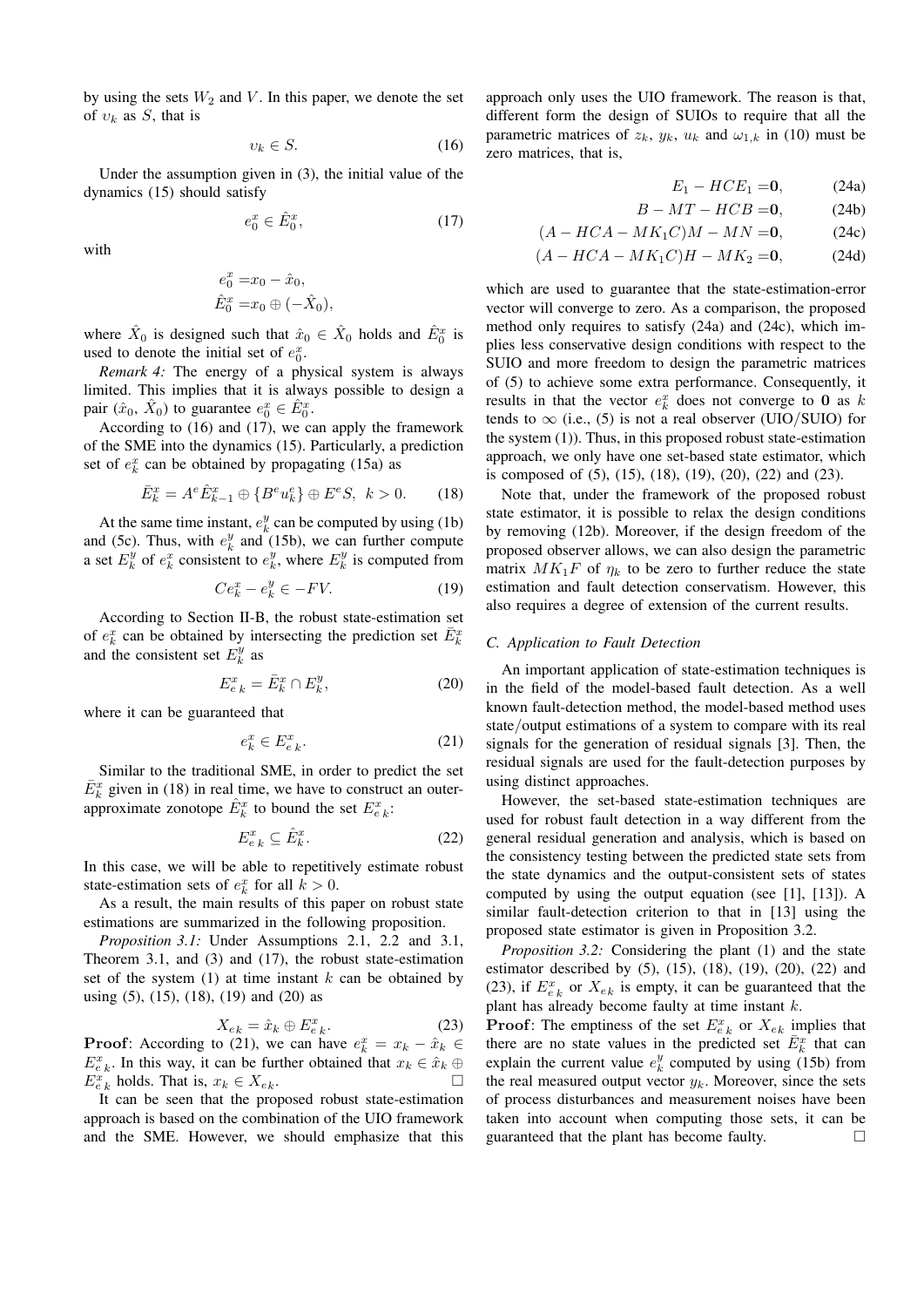by using the sets $W_2$ and $V$. In this paper, we denote the set of $\upsilon_k$ as $S$, that is

$$\upsilon_k \in S. \tag{16}$$

Under the assumption given in (3), the initial value of the dynamics (15) should satisfy

$$e_0^x \in \hat{E}_0^x, \tag{17}$$

with

$$\begin{aligned} e_0^x =& x_0 - \hat{x}_0, \\ \hat{E}_0^x =& x_0 \oplus (-\hat{X}_0), \end{aligned}$$

where $\hat{X}_0$ is designed such that $\hat{x}_0 \in \hat{X}_0$ holds and $\hat{E}_0^x$ is used to denote the initial set of $e_0^x$.

*Remark 4:* The energy of a physical system is always limited. This implies that it is always possible to design a pair ($\hat{x}_0$, $\hat{X}_0$) to guarantee $e_0^x \in \hat{E}_0^x$.

According to (16) and (17), we can apply the framework of the SME into the dynamics (15). Particularly, a prediction set of $e_k^x$ can be obtained by propagating (15a) as

$$\bar{E}_k^x = A^e \hat{E}_{k-1}^x \oplus \{B^e u_k^e\} \oplus E^e S, \;\; k > 0. \tag{18}$$

At the same time instant, $e_k^y$ can be computed by using (1b) and (5c). Thus, with $e_k^y$ and (15b), we can further compute a set $E_k^y$ of $e_k^x$ consistent to $e_k^y$, where $E_k^y$ is computed from

$$Ce_k^x - e_k^y \in -FV. \tag{19}$$

According to Section II-B, the robust state-estimation set of $e_k^x$ can be obtained by intersecting the prediction set $\bar{E}_k^x$ and the consistent set $E_k^y$ as

$$E_{e\,k}^x = \bar{E}_k^x \cap E_k^y, \tag{20}$$

where it can be guaranteed that

$$e_k^x \in E_{e\,k}^x. \tag{21}$$

Similar to the traditional SME, in order to predict the set $\bar{E}_k^x$ given in (18) in real time, we have to construct an outer-approximate zonotope $\hat{E}_k^x$ to bound the set $E_{e\,k}^x$:

$$E_{e\,k}^x \subseteq \hat{E}_k^x. \tag{22}$$

In this case, we will be able to repetitively estimate robust state-estimation sets of $e_k^x$ for all $k > 0$.

As a result, the main results of this paper on robust state estimations are summarized in the following proposition.

*Proposition 3.1:* Under Assumptions 2.1, 2.2 and 3.1, Theorem 3.1, and (3) and (17), the robust state-estimation set of the system (1) at time instant $k$ can be obtained by using (5), (15), (18), (19) and (20) as

$$X_{ek} = \hat{x}_k \oplus E_{e\,k}^x. \tag{23}$$

**Proof**: According to (21), we can have $e_k^x = x_k - \hat{x}_k \in E_{e\,k}^x$. In this way, it can be further obtained that $x_k \in \hat{x}_k \oplus E_{e\,k}^x$ holds. That is, $x_k \in X_{ek}$. □

It can be seen that the proposed robust state-estimation approach is based on the combination of the UIO framework and the SME. However, we should emphasize that this approach only uses the UIO framework. The reason is that, different form the design of SUIOs to require that all the parametric matrices of $z_k$, $y_k$, $u_k$ and $\omega_{1,k}$ in (10) must be zero matrices, that is,

$$E_1 - HCE_1 = \mathbf{0}, \tag{24a}$$
$$B - MT - HCB = \mathbf{0}, \tag{24b}$$
$$(A - HCA - MK_1C)M - MN = \mathbf{0}, \tag{24c}$$
$$(A - HCA - MK_1C)H - MK_2 = \mathbf{0}, \tag{24d}$$

which are used to guarantee that the state-estimation-error vector will converge to zero. As a comparison, the proposed method only requires to satisfy (24a) and (24c), which implies less conservative design conditions with respect to the SUIO and more freedom to design the parametric matrices of (5) to achieve some extra performance. Consequently, it results in that the vector $e_k^x$ does not converge to $\mathbf{0}$ as $k$ tends to $\infty$ (i.e., (5) is not a real observer (UIO/SUIO) for the system (1)). Thus, in this proposed robust state-estimation approach, we only have one set-based state estimator, which is composed of (5), (15), (18), (19), (20), (22) and (23).

Note that, under the framework of the proposed robust state estimator, it is possible to relax the design conditions by removing (12b). Moreover, if the design freedom of the proposed observer allows, we can also design the parametric matrix $MK_1F$ of $\eta_k$ to be zero to further reduce the state estimation and fault detection conservatism. However, this also requires a degree of extension of the current results.

### C. Application to Fault Detection

An important application of state-estimation techniques is in the field of the model-based fault detection. As a well known fault-detection method, the model-based method uses state/output estimations of a system to compare with its real signals for the generation of residual signals [3]. Then, the residual signals are used for the fault-detection purposes by using distinct approaches.

However, the set-based state-estimation techniques are used for robust fault detection in a way different from the general residual generation and analysis, which is based on the consistency testing between the predicted state sets from the state dynamics and the output-consistent sets of states computed by using the output equation (see [1], [13]). A similar fault-detection criterion to that in [13] using the proposed state estimator is given in Proposition 3.2.

*Proposition 3.2:* Considering the plant (1) and the state estimator described by (5), (15), (18), (19), (20), (22) and (23), if $E_{e\,k}^x$ or $X_{ek}$ is empty, it can be guaranteed that the plant has already become faulty at time instant $k$.

**Proof**: The emptiness of the set $E_{e\,k}^x$ or $X_{ek}$ implies that there are no state values in the predicted set $\bar{E}_k^x$ that can explain the current value $e_k^y$ computed by using (15b) from the real measured output vector $y_k$. Moreover, since the sets of process disturbances and measurement noises have been taken into account when computing those sets, it can be guaranteed that the plant has become faulty. □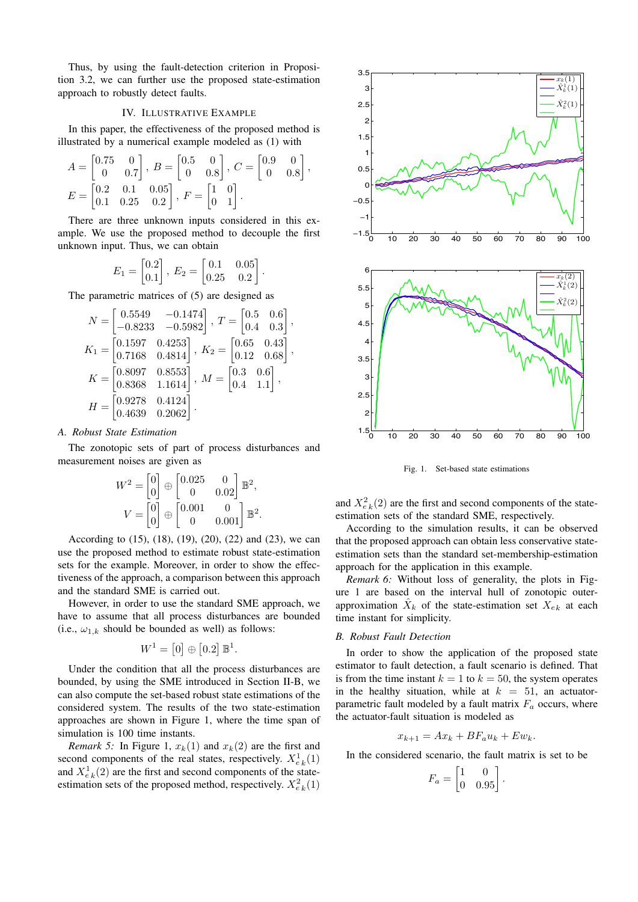Thus, by using the fault-detection criterion in Proposition 3.2, we can further use the proposed state-estimation approach to robustly detect faults.

## IV. Illustrative Example

In this paper, the effectiveness of the proposed method is illustrated by a numerical example modeled as (1) with

$$A = \begin{bmatrix} 0.75 & 0 \\ 0 & 0.7 \end{bmatrix}, \; B = \begin{bmatrix} 0.5 & 0 \\ 0 & 0.8 \end{bmatrix}, \; C = \begin{bmatrix} 0.9 & 0 \\ 0 & 0.8 \end{bmatrix},$$
$$E = \begin{bmatrix} 0.2 & 0.1 & 0.05 \\ 0.1 & 0.25 & 0.2 \end{bmatrix}, \; F = \begin{bmatrix} 1 & 0 \\ 0 & 1 \end{bmatrix}.$$

There are three unknown inputs considered in this example. We use the proposed method to decouple the first unknown input. Thus, we can obtain

$$E_1 = \begin{bmatrix} 0.2 \\ 0.1 \end{bmatrix}, \; E_2 = \begin{bmatrix} 0.1 & 0.05 \\ 0.25 & 0.2 \end{bmatrix}.$$

The parametric matrices of (5) are designed as

$$N = \begin{bmatrix} 0.5549 & -0.1474 \\ -0.8233 & -0.5982 \end{bmatrix}, \; T = \begin{bmatrix} 0.5 & 0.6 \\ 0.4 & 0.3 \end{bmatrix},$$
$$K_1 = \begin{bmatrix} 0.1597 & 0.4253 \\ 0.7168 & 0.4814 \end{bmatrix}, \; K_2 = \begin{bmatrix} 0.65 & 0.43 \\ 0.12 & 0.68 \end{bmatrix},$$
$$K = \begin{bmatrix} 0.8097 & 0.8553 \\ 0.8368 & 1.1614 \end{bmatrix}, \; M = \begin{bmatrix} 0.3 & 0.6 \\ 0.4 & 1.1 \end{bmatrix},$$
$$H = \begin{bmatrix} 0.9278 & 0.4124 \\ 0.4639 & 0.2062 \end{bmatrix}.$$

### A. Robust State Estimation

The zonotopic sets of part of process disturbances and measurement noises are given as

$$W^2 = \begin{bmatrix} 0 \\ 0 \end{bmatrix} \oplus \begin{bmatrix} 0.025 & 0 \\ 0 & 0.02 \end{bmatrix} \mathbb{B}^2,$$
$$V = \begin{bmatrix} 0 \\ 0 \end{bmatrix} \oplus \begin{bmatrix} 0.001 & 0 \\ 0 & 0.001 \end{bmatrix} \mathbb{B}^2.$$

According to (15), (18), (19), (20), (22) and (23), we can use the proposed method to estimate robust state-estimation sets for the example. Moreover, in order to show the effectiveness of the approach, a comparison between this approach and the standard SME is carried out.

However, in order to use the standard SME approach, we have to assume that all process disturbances are bounded (i.e., $\omega_{1,k}$ should be bounded as well) as follows:

$$W^1 = \begin{bmatrix} 0 \end{bmatrix} \oplus \begin{bmatrix} 0.2 \end{bmatrix} \mathbb{B}^1.$$

Under the condition that all the process disturbances are bounded, by using the SME introduced in Section II-B, we can also compute the set-based robust state estimations of the considered system. The results of the two state-estimation approaches are shown in Figure 1, where the time span of simulation is 100 time instants.

*Remark 5:* In Figure 1, $x_k(1)$ and $x_k(2)$ are the first and second components of the real states, respectively. $X^1_{e\,k}(1)$ and $X^1_{e\,k}(2)$ are the first and second components of the state-estimation sets of the proposed method, respectively. $X^2_{e\,k}(1)$ and $X^2_{e\,k}(2)$ are the first and second components of the state-estimation sets of the standard SME, respectively.

Fig. 1. Set-based state estimations

According to the simulation results, it can be observed that the proposed approach can obtain less conservative state-estimation sets than the standard set-membership-estimation approach for the application in this example.

*Remark 6:* Without loss of generality, the plots in Figure 1 are based on the interval hull of zonotopic outer-approximation $\hat{X}_k$ of the state-estimation set $X_{e\,k}$ at each time instant for simplicity.

### B. Robust Fault Detection

In order to show the application of the proposed state estimator to fault detection, a fault scenario is defined. That is from the time instant $k = 1$ to $k = 50$, the system operates in the healthy situation, while at $k = 51$, an actuator-parametric fault modeled by a fault matrix $F_a$ occurs, where the actuator-fault situation is modeled as

$$x_{k+1} = Ax_k + BF_a u_k + Ew_k.$$

In the considered scenario, the fault matrix is set to be

$$F_a = \begin{bmatrix} 1 & 0 \\ 0 & 0.95 \end{bmatrix}.$$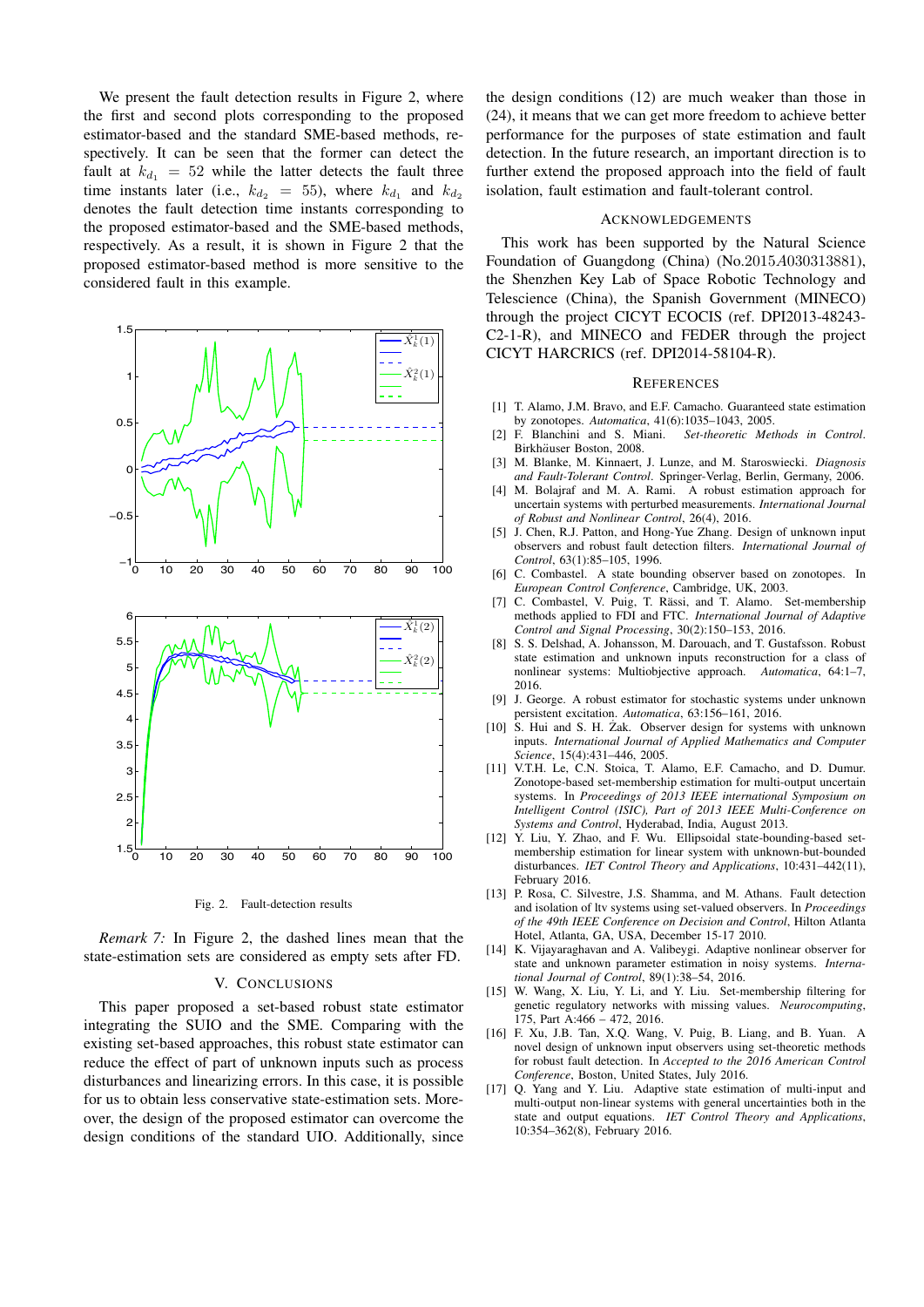We present the fault detection results in Figure 2, where the first and second plots corresponding to the proposed estimator-based and the standard SME-based methods, respectively. It can be seen that the former can detect the fault at $k_{d_1} = 52$ while the latter detects the fault three time instants later (i.e., $k_{d_2} = 55$), where $k_{d_1}$ and $k_{d_2}$ denotes the fault detection time instants corresponding to the proposed estimator-based and the SME-based methods, respectively. As a result, it is shown in Figure 2 that the proposed estimator-based method is more sensitive to the considered fault in this example.

1.5
1
0.5
0
−0.5
−1
0 10 20 30 40 50 60 70 80 90 100
$\hat{X}_k^1(1)$
$\hat{X}_k^2(1)$

6
5.5
5
4.5
4
3.5
3
2.5
2
1.5
0 10 20 30 40 50 60 70 80 90 100
$\hat{X}_k^1(2)$
$\hat{X}_k^2(2)$

Fig. 2. Fault-detection results

*Remark 7:* In Figure 2, the dashed lines mean that the state-estimation sets are considered as empty sets after FD.

## V. Conclusions

This paper proposed a set-based robust state estimator integrating the SUIO and the SME. Comparing with the existing set-based approaches, this robust state estimator can reduce the effect of part of unknown inputs such as process disturbances and linearizing errors. In this case, it is possible for us to obtain less conservative state-estimation sets. Moreover, the design of the proposed estimator can overcome the design conditions of the standard UIO. Additionally, since the design conditions (12) are much weaker than those in (24), it means that we can get more freedom to achieve better performance for the purposes of state estimation and fault detection. In the future research, an important direction is to further extend the proposed approach into the field of fault isolation, fault estimation and fault-tolerant control.

## Acknowledgements

This work has been supported by the Natural Science Foundation of Guangdong (China) (No.2015$A$030313881), the Shenzhen Key Lab of Space Robotic Technology and Telescience (China), the Spanish Government (MINECO) through the project CICYT ECOCIS (ref. DPI2013-48243-C2-1-R), and MINECO and FEDER through the project CICYT HARCRICS (ref. DPI2014-58104-R).

## References

[1] T. Alamo, J.M. Bravo, and E.F. Camacho. Guaranteed state estimation by zonotopes. *Automatica*, 41(6):1035–1043, 2005.

[2] F. Blanchini and S. Miani. *Set-theoretic Methods in Control*. Birkhäuser Boston, 2008.

[3] M. Blanke, M. Kinnaert, J. Lunze, and M. Staroswiecki. *Diagnosis and Fault-Tolerant Control*. Springer-Verlag, Berlin, Germany, 2006.

[4] M. Bolajraf and M. A. Rami. A robust estimation approach for uncertain systems with perturbed measurements. *International Journal of Robust and Nonlinear Control*, 26(4), 2016.

[5] J. Chen, R.J. Patton, and Hong-Yue Zhang. Design of unknown input observers and robust fault detection filters. *International Journal of Control*, 63(1):85–105, 1996.

[6] C. Combastel. A state bounding observer based on zonotopes. In *European Control Conference*, Cambridge, UK, 2003.

[7] C. Combastel, V. Puig, T. Rässi, and T. Alamo. Set-membership methods applied to FDI and FTC. *International Journal of Adaptive Control and Signal Processing*, 30(2):150–153, 2016.

[8] S. S. Delshad, A. Johansson, M. Darouach, and T. Gustafsson. Robust state estimation and unknown inputs reconstruction for a class of nonlinear systems: Multiobjective approach. *Automatica*, 64:1–7, 2016.

[9] J. George. A robust estimator for stochastic systems under unknown persistent excitation. *Automatica*, 63:156–161, 2016.

[10] S. Hui and S. H. Żak. Observer design for systems with unknown inputs. *International Journal of Applied Mathematics and Computer Science*, 15(4):431–446, 2005.

[11] V.T.H. Le, C.N. Stoica, T. Alamo, E.F. Camacho, and D. Dumur. Zonotope-based set-membership estimation for multi-output uncertain systems. In *Proceedings of 2013 IEEE international Symposium on Intelligent Control (ISIC), Part of 2013 IEEE Multi-Conference on Systems and Control*, Hyderabad, India, August 2013.

[12] Y. Liu, Y. Zhao, and F. Wu. Ellipsoidal state-bounding-based set-membership estimation for linear system with unknown-but-bounded disturbances. *IET Control Theory and Applications*, 10:431–442(11), February 2016.

[13] P. Rosa, C. Silvestre, J.S. Shamma, and M. Athans. Fault detection and isolation of ltv systems using set-valued observers. In *Proceedings of the 49th IEEE Conference on Decision and Control*, Hilton Atlanta Hotel, Atlanta, GA, USA, December 15-17 2010.

[14] K. Vijayaraghavan and A. Valibeygi. Adaptive nonlinear observer for state and unknown parameter estimation in noisy systems. *International Journal of Control*, 89(1):38–54, 2016.

[15] W. Wang, X. Liu, Y. Li, and Y. Liu. Set-membership filtering for genetic regulatory networks with missing values. *Neurocomputing*, 175, Part A:466 – 472, 2016.

[16] F. Xu, J.B. Tan, X.Q. Wang, V. Puig, B. Liang, and B. Yuan. A novel design of unknown input observers using set-theoretic methods for robust fault detection. In *Accepted to the 2016 American Control Conference*, Boston, United States, July 2016.

[17] Q. Yang and Y. Liu. Adaptive state estimation of multi-input and multi-output non-linear systems with general uncertainties both in the state and output equations. *IET Control Theory and Applications*, 10:354–362(8), February 2016.